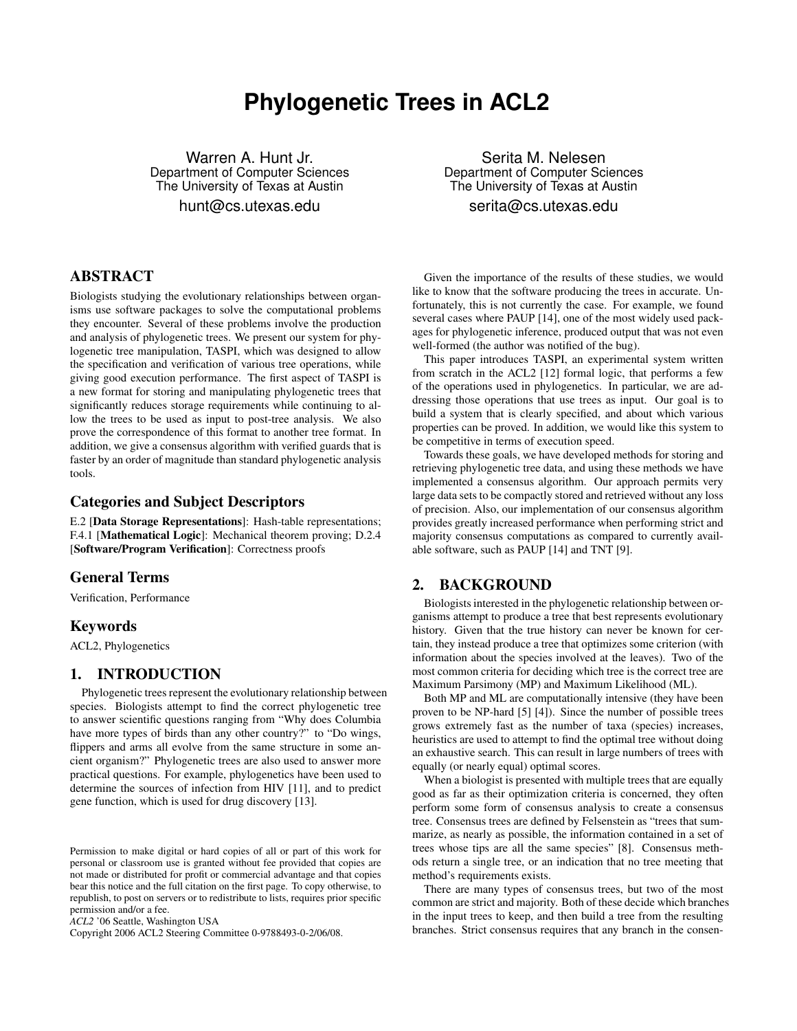# Phylogenetic Trees in ACL2

Warren A. Hunt Jr.
Department of Computer Sciences
The University of Texas at Austin
hunt@cs.utexas.edu

Serita M. Nelesen
Department of Computer Sciences
The University of Texas at Austin
serita@cs.utexas.edu

## ABSTRACT

Biologists studying the evolutionary relationships between organisms use software packages to solve the computational problems they encounter. Several of these problems involve the production and analysis of phylogenetic trees. We present our system for phylogenetic tree manipulation, TASPI, which was designed to allow the specification and verification of various tree operations, while giving good execution performance. The first aspect of TASPI is a new format for storing and manipulating phylogenetic trees that significantly reduces storage requirements while continuing to allow the trees to be used as input to post-tree analysis. We also prove the correspondence of this format to another tree format. In addition, we give a consensus algorithm with verified guards that is faster by an order of magnitude than standard phylogenetic analysis tools.

### Categories and Subject Descriptors

E.2 [**Data Storage Representations**]: Hash-table representations; F.4.1 [**Mathematical Logic**]: Mechanical theorem proving; D.2.4 [**Software/Program Verification**]: Correctness proofs

### General Terms

Verification, Performance

### Keywords

ACL2, Phylogenetics

## 1. INTRODUCTION

Phylogenetic trees represent the evolutionary relationship between species. Biologists attempt to find the correct phylogenetic tree to answer scientific questions ranging from "Why does Columbia have more types of birds than any other country?" to "Do wings, flippers and arms all evolve from the same structure in some ancient organism?" Phylogenetic trees are also used to answer more practical questions. For example, phylogenetics have been used to determine the sources of infection from HIV [11], and to predict gene function, which is used for drug discovery [13].

Permission to make digital or hard copies of all or part of this work for personal or classroom use is granted without fee provided that copies are not made or distributed for profit or commercial advantage and that copies bear this notice and the full citation on the first page. To copy otherwise, to republish, to post on servers or to redistribute to lists, requires prior specific permission and/or a fee.
*ACL2* '06 Seattle, Washington USA
Copyright 2006 ACL2 Steering Committee 0-9788493-0-2/06/08.

Given the importance of the results of these studies, we would like to know that the software producing the trees in accurate. Unfortunately, this is not currently the case. For example, we found several cases where PAUP [14], one of the most widely used packages for phylogenetic inference, produced output that was not even well-formed (the author was notified of the bug).

This paper introduces TASPI, an experimental system written from scratch in the ACL2 [12] formal logic, that performs a few of the operations used in phylogenetics. In particular, we are addressing those operations that use trees as input. Our goal is to build a system that is clearly specified, and about which various properties can be proved. In addition, we would like this system to be competitive in terms of execution speed.

Towards these goals, we have developed methods for storing and retrieving phylogenetic tree data, and using these methods we have implemented a consensus algorithm. Our approach permits very large data sets to be compactly stored and retrieved without any loss of precision. Also, our implementation of our consensus algorithm provides greatly increased performance when performing strict and majority consensus computations as compared to currently available software, such as PAUP [14] and TNT [9].

## 2. BACKGROUND

Biologists interested in the phylogenetic relationship between organisms attempt to produce a tree that best represents evolutionary history. Given that the true history can never be known for certain, they instead produce a tree that optimizes some criterion (with information about the species involved at the leaves). Two of the most common criteria for deciding which tree is the correct tree are Maximum Parsimony (MP) and Maximum Likelihood (ML).

Both MP and ML are computationally intensive (they have been proven to be NP-hard [5] [4]). Since the number of possible trees grows extremely fast as the number of taxa (species) increases, heuristics are used to attempt to find the optimal tree without doing an exhaustive search. This can result in large numbers of trees with equally (or nearly equal) optimal scores.

When a biologist is presented with multiple trees that are equally good as far as their optimization criteria is concerned, they often perform some form of consensus analysis to create a consensus tree. Consensus trees are defined by Felsenstein as "trees that summarize, as nearly as possible, the information contained in a set of trees whose tips are all the same species" [8]. Consensus methods return a single tree, or an indication that no tree meeting that method's requirements exists.

There are many types of consensus trees, but two of the most common are strict and majority. Both of these decide which branches in the input trees to keep, and then build a tree from the resulting branches. Strict consensus requires that any branch in the consen-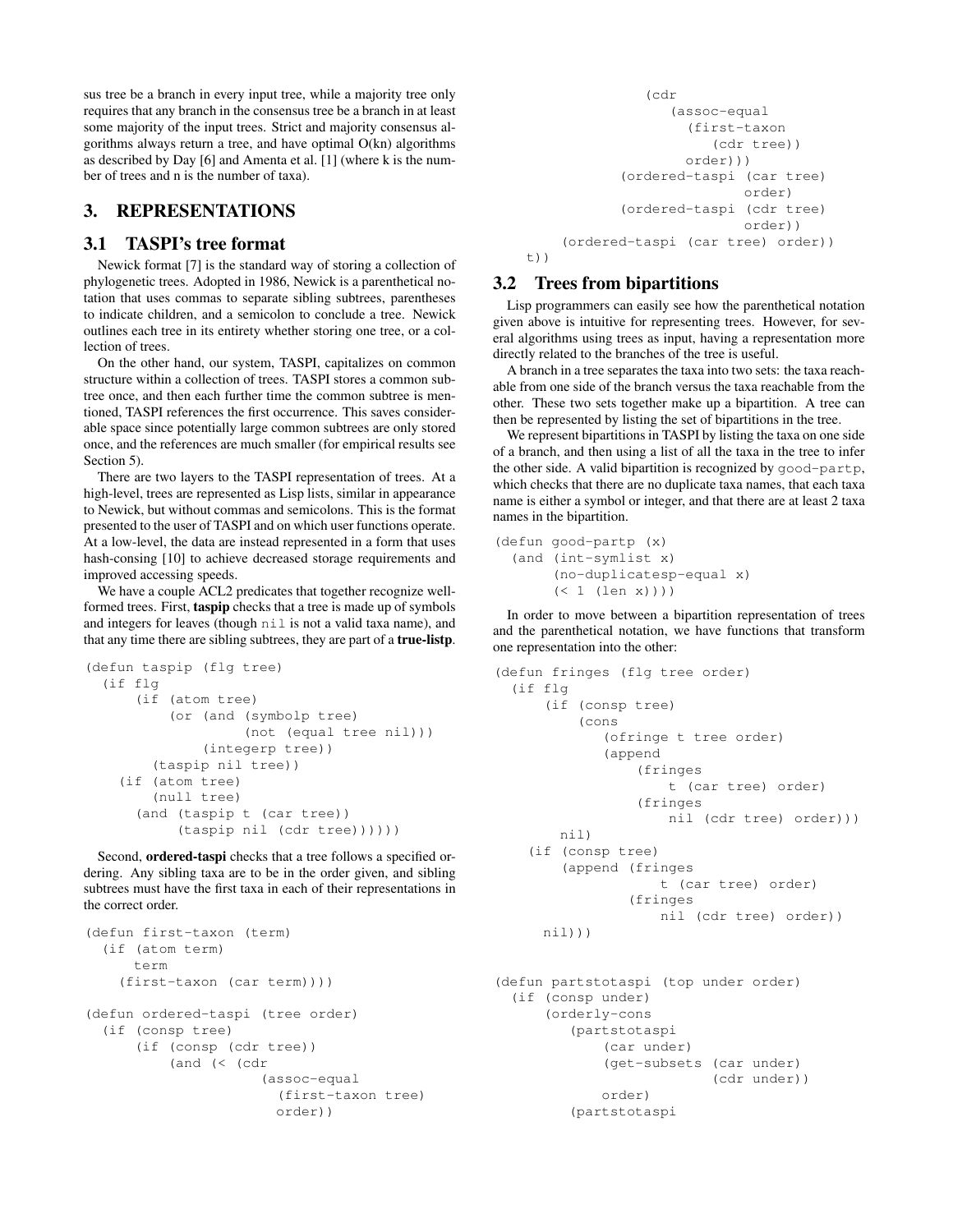sus tree be a branch in every input tree, while a majority tree only requires that any branch in the consensus tree be a branch in at least some majority of the input trees. Strict and majority consensus algorithms always return a tree, and have optimal O(kn) algorithms as described by Day [6] and Amenta et al. [1] (where k is the number of trees and n is the number of taxa).

## 3. REPRESENTATIONS

### 3.1 TASPI's tree format

Newick format [7] is the standard way of storing a collection of phylogenetic trees. Adopted in 1986, Newick is a parenthetical notation that uses commas to separate sibling subtrees, parentheses to indicate children, and a semicolon to conclude a tree. Newick outlines each tree in its entirety whether storing one tree, or a collection of trees.

On the other hand, our system, TASPI, capitalizes on common structure within a collection of trees. TASPI stores a common subtree once, and then each further time the common subtree is mentioned, TASPI references the first occurrence. This saves considerable space since potentially large common subtrees are only stored once, and the references are much smaller (for empirical results see Section 5).

There are two layers to the TASPI representation of trees. At a high-level, trees are represented as Lisp lists, similar in appearance to Newick, but without commas and semicolons. This is the format presented to the user of TASPI and on which user functions operate. At a low-level, the data are instead represented in a form that uses hash-consing [10] to achieve decreased storage requirements and improved accessing speeds.

We have a couple ACL2 predicates that together recognize well-formed trees. First, **taspip** checks that a tree is made up of symbols and integers for leaves (though `nil` is not a valid taxa name), and that any time there are sibling subtrees, they are part of a **true-listp**.

```
(defun taspip (flg tree)
  (if flg
      (if (atom tree)
          (or (and (symbolp tree)
                   (not (equal tree nil)))
              (integerp tree))
        (taspip nil tree))
    (if (atom tree)
        (null tree)
      (and (taspip t (car tree))
           (taspip nil (cdr tree))))))
```

Second, **ordered-taspi** checks that a tree follows a specified ordering. Any sibling taxa are to be in the order given, and sibling subtrees must have the first taxa in each of their representations in the correct order.

```
(defun first-taxon (term)
  (if (atom term)
      term
    (first-taxon (car term))))

(defun ordered-taspi (tree order)
  (if (consp tree)
      (if (consp (cdr tree))
          (and (< (cdr
                    (assoc-equal
                      (first-taxon tree)
                      order))
                  (cdr
                    (assoc-equal
                      (first-taxon
                        (cdr tree))
                      order)))
               (ordered-taspi (car tree)
                              order)
               (ordered-taspi (cdr tree)
                              order))
        (ordered-taspi (car tree) order))
    t))
```

### 3.2 Trees from bipartitions

Lisp programmers can easily see how the parenthetical notation given above is intuitive for representing trees. However, for several algorithms using trees as input, having a representation more directly related to the branches of the tree is useful.

A branch in a tree separates the taxa into two sets: the taxa reachable from one side of the branch versus the taxa reachable from the other. These two sets together make up a bipartition. A tree can then be represented by listing the set of bipartitions in the tree.

We represent bipartitions in TASPI by listing the taxa on one side of a branch, and then using a list of all the taxa in the tree to infer the other side. A valid bipartition is recognized by `good-partp`, which checks that there are no duplicate taxa names, that each taxa name is either a symbol or integer, and that there are at least 2 taxa names in the bipartition.

```
(defun good-partp (x)
  (and (int-symlist x)
       (no-duplicatesp-equal x)
       (< 1 (len x))))
```

In order to move between a bipartition representation of trees and the parenthetical notation, we have functions that transform one representation into the other:

```
(defun fringes (flg tree order)
  (if flg
      (if (consp tree)
          (cons
             (ofringe t tree order)
             (append
                 (fringes
                     t (car tree) order)
                 (fringes
                     nil (cdr tree) order)))
        nil)
    (if (consp tree)
        (append (fringes
                     t (car tree) order)
                (fringes
                     nil (cdr tree) order))
      nil)))


(defun partstotaspi (top under order)
  (if (consp under)
      (orderly-cons
         (partstotaspi
             (car under)
             (get-subsets (car under)
                          (cdr under))
             order)
         (partstotaspi
```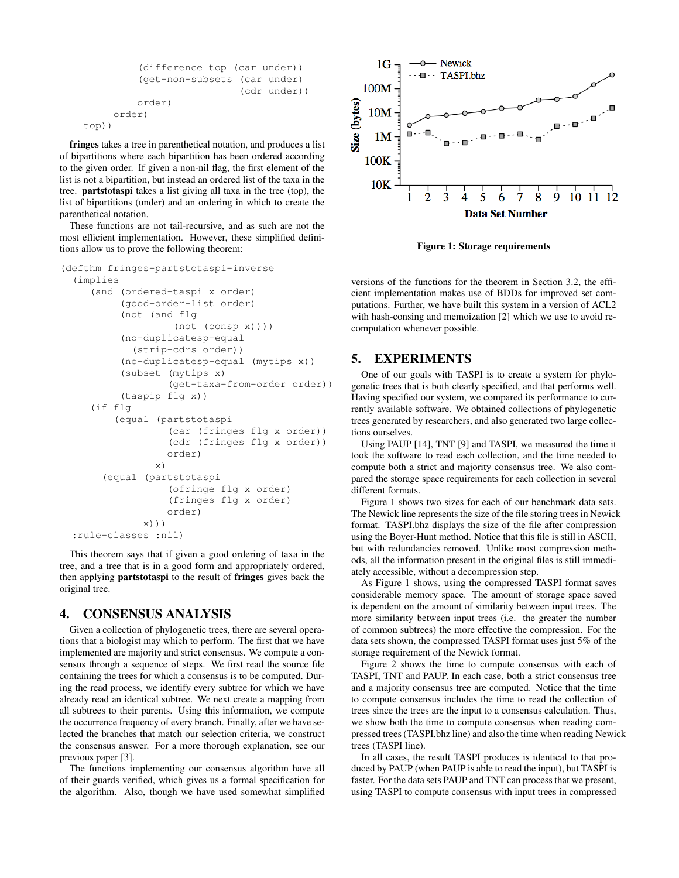```
            (difference top (car under))
            (get-non-subsets (car under)
                             (cdr under))
            order)
        order)
    top))
```

**fringes** takes a tree in parenthetical notation, and produces a list of bipartitions where each bipartition has been ordered according to the given order. If given a non-nil flag, the first element of the list is not a bipartition, but instead an ordered list of the taxa in the tree. **partstotaspi** takes a list giving all taxa in the tree (top), the list of bipartitions (under) and an ordering in which to create the parenthetical notation.

These functions are not tail-recursive, and as such are not the most efficient implementation. However, these simplified definitions allow us to prove the following theorem:

```
(defthm fringes-partstotaspi-inverse
  (implies
     (and (ordered-taspi x order)
          (good-order-list order)
          (not (and flg
                    (not (consp x))))
          (no-duplicatesp-equal
            (strip-cdrs order))
          (no-duplicatesp-equal (mytips x))
          (subset (mytips x)
                  (get-taxa-from-order order))
          (taspip flg x))
     (if flg
         (equal (partstotaspi
                  (car (fringes flg x order))
                  (cdr (fringes flg x order))
                  order)
                x)
       (equal (partstotaspi
                  (ofringe flg x order)
                  (fringes flg x order)
                  order)
               x)))
  :rule-classes :nil)
```

This theorem says that if given a good ordering of taxa in the tree, and a tree that is in a good form and appropriately ordered, then applying **partstotaspi** to the result of **fringes** gives back the original tree.

## 4. CONSENSUS ANALYSIS

Given a collection of phylogenetic trees, there are several operations that a biologist may which to perform. The first that we have implemented are majority and strict consensus. We compute a consensus through a sequence of steps. We first read the source file containing the trees for which a consensus is to be computed. During the read process, we identify every subtree for which we have already read an identical subtree. We next create a mapping from all subtrees to their parents. Using this information, we compute the occurrence frequency of every branch. Finally, after we have selected the branches that match our selection criteria, we construct the consensus answer. For a more thorough explanation, see our previous paper [3].

The functions implementing our consensus algorithm have all of their guards verified, which gives us a formal specification for the algorithm. Also, though we have used somewhat simplified versions of the functions for the theorem in Section 3.2, the efficient implementation makes use of BDDs for improved set computations. Further, we have built this system in a version of ACL2 with hash-consing and memoization [2] which we use to avoid recomputation whenever possible.

1G
100M
10M
1M
100K
10K
Size (bytes)
1 2 3 4 5 6 7 8 9 10 11 12
Data Set Number
Newick
TASPI.bhz

**Figure 1: Storage requirements**

## 5. EXPERIMENTS

One of our goals with TASPI is to create a system for phylogenetic trees that is both clearly specified, and that performs well. Having specified our system, we compared its performance to currently available software. We obtained collections of phylogenetic trees generated by researchers, and also generated two large collections ourselves.

Using PAUP [14], TNT [9] and TASPI, we measured the time it took the software to read each collection, and the time needed to compute both a strict and majority consensus tree. We also compared the storage space requirements for each collection in several different formats.

Figure 1 shows two sizes for each of our benchmark data sets. The Newick line represents the size of the file storing trees in Newick format. TASPI.bhz displays the size of the file after compression using the Boyer-Hunt method. Notice that this file is still in ASCII, but with redundancies removed. Unlike most compression methods, all the information present in the original files is still immediately accessible, without a decompression step.

As Figure 1 shows, using the compressed TASPI format saves considerable memory space. The amount of storage space saved is dependent on the amount of similarity between input trees. The more similarity between input trees (i.e. the greater the number of common subtrees) the more effective the compression. For the data sets shown, the compressed TASPI format uses just 5% of the storage requirement of the Newick format.

Figure 2 shows the time to compute consensus with each of TASPI, TNT and PAUP. In each case, both a strict consensus tree and a majority consensus tree are computed. Notice that the time to compute consensus includes the time to read the collection of trees since the trees are the input to a consensus calculation. Thus, we show both the time to compute consensus when reading compressed trees (TASPI.bhz line) and also the time when reading Newick trees (TASPI line).

In all cases, the result TASPI produces is identical to that produced by PAUP (when PAUP is able to read the input), but TASPI is faster. For the data sets PAUP and TNT can process that we present, using TASPI to compute consensus with input trees in compressed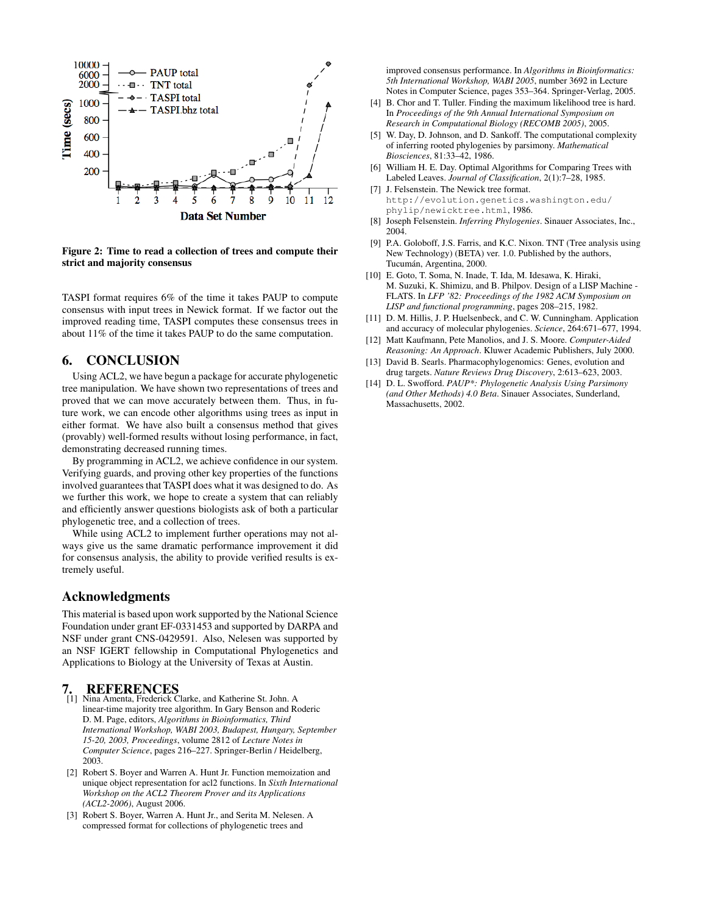10000
6000
2000
1000
800
600
400
200

Time (secs)

PAUP total
TNT total
TASPI total
TASPI.bhz total

1 2 3 4 5 6 7 8 9 10 11 12

Data Set Number

**Figure 2: Time to read a collection of trees and compute their strict and majority consensus**

TASPI format requires 6% of the time it takes PAUP to compute consensus with input trees in Newick format. If we factor out the improved reading time, TASPI computes these consensus trees in about 11% of the time it takes PAUP to do the same computation.

## 6. CONCLUSION

Using ACL2, we have begun a package for accurate phylogenetic tree manipulation. We have shown two representations of trees and proved that we can move accurately between them. Thus, in future work, we can encode other algorithms using trees as input in either format. We have also built a consensus method that gives (provably) well-formed results without losing performance, in fact, demonstrating decreased running times.

By programming in ACL2, we achieve confidence in our system. Verifying guards, and proving other key properties of the functions involved guarantees that TASPI does what it was designed to do. As we further this work, we hope to create a system that can reliably and efficiently answer questions biologists ask of both a particular phylogenetic tree, and a collection of trees.

While using ACL2 to implement further operations may not always give us the same dramatic performance improvement it did for consensus analysis, the ability to provide verified results is extremely useful.

## Acknowledgments

This material is based upon work supported by the National Science Foundation under grant EF-0331453 and supported by DARPA and NSF under grant CNS-0429591. Also, Nelesen was supported by an NSF IGERT fellowship in Computational Phylogenetics and Applications to Biology at the University of Texas at Austin.

## 7. REFERENCES

[1] Nina Amenta, Frederick Clarke, and Katherine St. John. A linear-time majority tree algorithm. In Gary Benson and Roderic D. M. Page, editors, *Algorithms in Bioinformatics, Third International Workshop, WABI 2003, Budapest, Hungary, September 15-20, 2003, Proceedings*, volume 2812 of *Lecture Notes in Computer Science*, pages 216–227. Springer-Berlin / Heidelberg, 2003.

[2] Robert S. Boyer and Warren A. Hunt Jr. Function memoization and unique object representation for acl2 functions. In *Sixth International Workshop on the ACL2 Theorem Prover and its Applications (ACL2-2006)*, August 2006.

[3] Robert S. Boyer, Warren A. Hunt Jr., and Serita M. Nelesen. A compressed format for collections of phylogenetic trees and improved consensus performance. In *Algorithms in Bioinformatics: 5th International Workshop, WABI 2005*, number 3692 in Lecture Notes in Computer Science, pages 353–364. Springer-Verlag, 2005.

[4] B. Chor and T. Tuller. Finding the maximum likelihood tree is hard. In *Proceedings of the 9th Annual International Symposium on Research in Computational Biology (RECOMB 2005)*, 2005.

[5] W. Day, D. Johnson, and D. Sankoff. The computational complexity of inferring rooted phylogenies by parsimony. *Mathematical Biosciences*, 81:33–42, 1986.

[6] William H. E. Day. Optimal Algorithms for Comparing Trees with Labeled Leaves. *Journal of Classification*, 2(1):7–28, 1985.

[7] J. Felsenstein. The Newick tree format. `http://evolution.genetics.washington.edu/phylip/newicktree.html`, 1986.

[8] Joseph Felsenstein. *Inferring Phylogenies*. Sinauer Associates, Inc., 2004.

[9] P.A. Goloboff, J.S. Farris, and K.C. Nixon. TNT (Tree analysis using New Technology) (BETA) ver. 1.0. Published by the authors, Tucumán, Argentina, 2000.

[10] E. Goto, T. Soma, N. Inade, T. Ida, M. Idesawa, K. Hiraki, M. Suzuki, K. Shimizu, and B. Philpov. Design of a LISP Machine - FLATS. In *LFP '82: Proceedings of the 1982 ACM Symposium on LISP and functional programming*, pages 208–215, 1982.

[11] D. M. Hillis, J. P. Huelsenbeck, and C. W. Cunningham. Application and accuracy of molecular phylogenies. *Science*, 264:671–677, 1994.

[12] Matt Kaufmann, Pete Manolios, and J. S. Moore. *Computer-Aided Reasoning: An Approach*. Kluwer Academic Publishers, July 2000.

[13] David B. Searls. Pharmacophylogenomics: Genes, evolution and drug targets. *Nature Reviews Drug Discovery*, 2:613–623, 2003.

[14] D. L. Swofford. *PAUP\*: Phylogenetic Analysis Using Parsimony (and Other Methods) 4.0 Beta*. Sinauer Associates, Sunderland, Massachusetts, 2002.